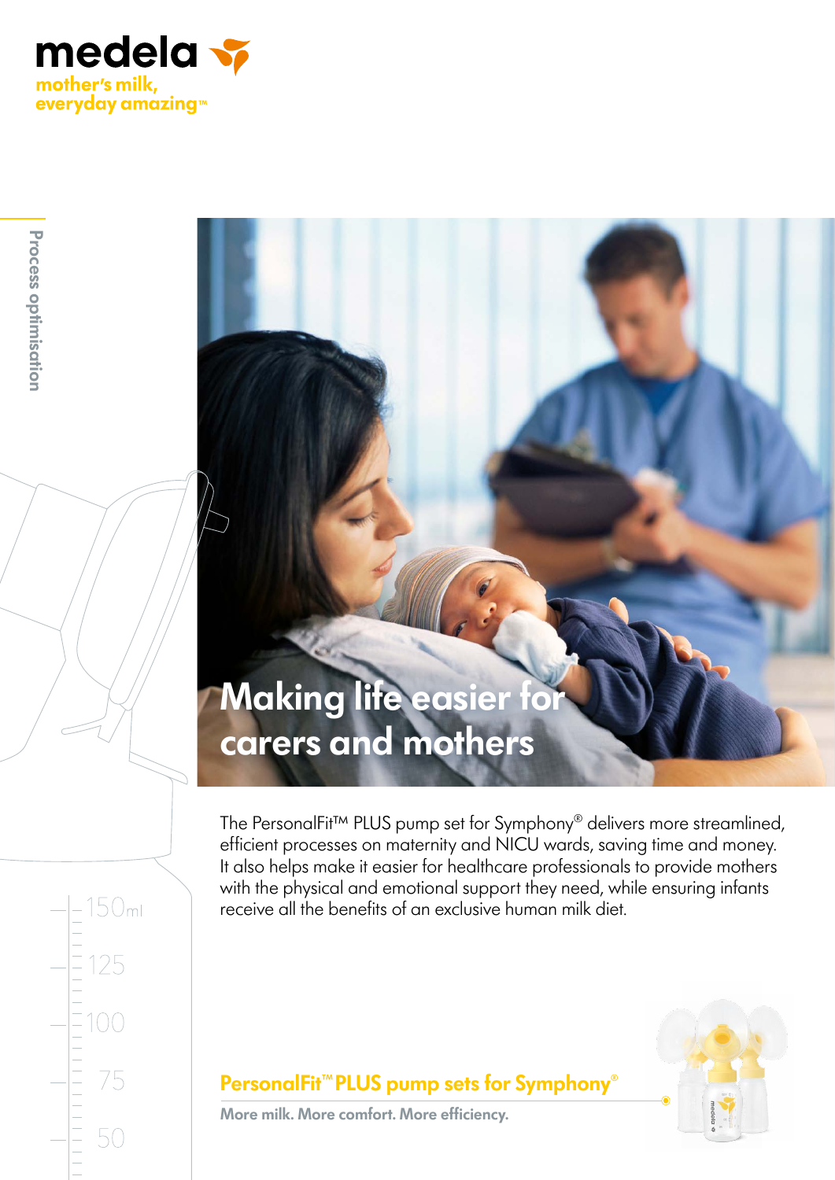medela
mother's milk, everyday amazing™

Process optimisation

# Making life easier for carers and mothers

The PersonalFit™ PLUS pump set for Symphony® delivers more streamlined, efficient processes on maternity and NICU wards, saving time and money. It also helps make it easier for healthcare professionals to provide mothers with the physical and emotional support they need, while ensuring infants receive all the benefits of an exclusive human milk diet.

## PersonalFit™ PLUS pump sets for Symphony®

**More milk. More comfort. More efficiency.**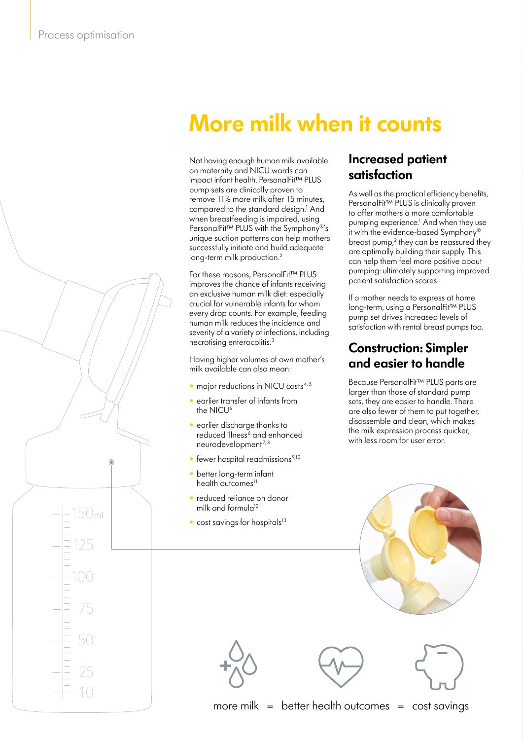# More milk when it counts

Not having enough human milk available on maternity and NICU wards can impact infant health. PersonalFit™ PLUS pump sets are clinically proven to remove 11% more milk after 15 minutes, compared to the standard design.[1] And when breastfeeding is impaired, using PersonalFit™ PLUS with the Symphony®'s unique suction patterns can help mothers successfully initiate and build adequate long-term milk production.[2]

For these reasons, PersonalFit™ PLUS improves the chance of infants receiving an exclusive human milk diet: especially crucial for vulnerable infants for whom every drop counts. For example, feeding human milk reduces the incidence and severity of a variety of infections, including necrotising enterocolitis.[3]

Having higher volumes of own mother's milk available can also mean:

- major reductions in NICU costs[4, 5]
- earlier transfer of infants from the NICU[6]
- earlier discharge thanks to reduced illness[6] and enhanced neurodevelopment[7, 8]
- fewer hospital readmissions[9,10]
- better long-term infant health outcomes[11]
- reduced reliance on donor milk and formula[12]
- cost savings for hospitals[13]

## Increased patient satisfaction

As well as the practical efficiency benefits, PersonalFit™ PLUS is clinically proven to offer mothers a more comfortable pumping experience.[1] And when they use it with the evidence-based Symphony® breast pump,[2] they can be reassured they are optimally building their supply. This can help them feel more positive about pumping: ultimately supporting improved patient satisfaction scores.

If a mother needs to express at home long-term, using a PersonalFit™ PLUS pump set drives increased levels of satisfaction with rental breast pumps too.

## Construction: Simpler and easier to handle

Because PersonalFit™ PLUS parts are larger than those of standard pump sets, they are easier to handle. There are also fewer of them to put together, disassemble and clean, which makes the milk expression process quicker, with less room for user error.

more milk = better health outcomes = cost savings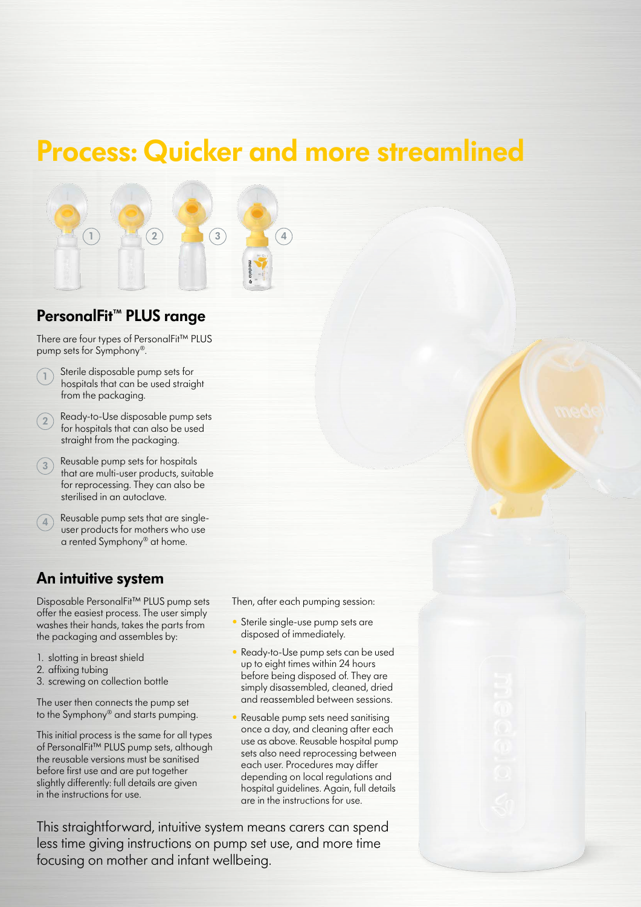# Process: Quicker and more streamlined

## PersonalFit™ PLUS range

There are four types of PersonalFit™ PLUS pump sets for Symphony®.

1. Sterile disposable pump sets for hospitals that can be used straight from the packaging.
2. Ready-to-Use disposable pump sets for hospitals that can also be used straight from the packaging.
3. Reusable pump sets for hospitals that are multi-user products, suitable for reprocessing. They can also be sterilised in an autoclave.
4. Reusable pump sets that are single-user products for mothers who use a rented Symphony® at home.

## An intuitive system

Disposable PersonalFit™ PLUS pump sets offer the easiest process. The user simply washes their hands, takes the parts from the packaging and assembles by:

1. slotting in breast shield
2. affixing tubing
3. screwing on collection bottle

The user then connects the pump set to the Symphony® and starts pumping.

This initial process is the same for all types of PersonalFit™ PLUS pump sets, although the reusable versions must be sanitised before first use and are put together slightly differently: full details are given in the instructions for use.

Then, after each pumping session:

- Sterile single-use pump sets are disposed of immediately.
- Ready-to-Use pump sets can be used up to eight times within 24 hours before being disposed of. They are simply disassembled, cleaned, dried and reassembled between sessions.
- Reusable pump sets need sanitising once a day, and cleaning after each use as above. Reusable hospital pump sets also need reprocessing between each user. Procedures may differ depending on local regulations and hospital guidelines. Again, full details are in the instructions for use.

This straightforward, intuitive system means carers can spend less time giving instructions on pump set use, and more time focusing on mother and infant wellbeing.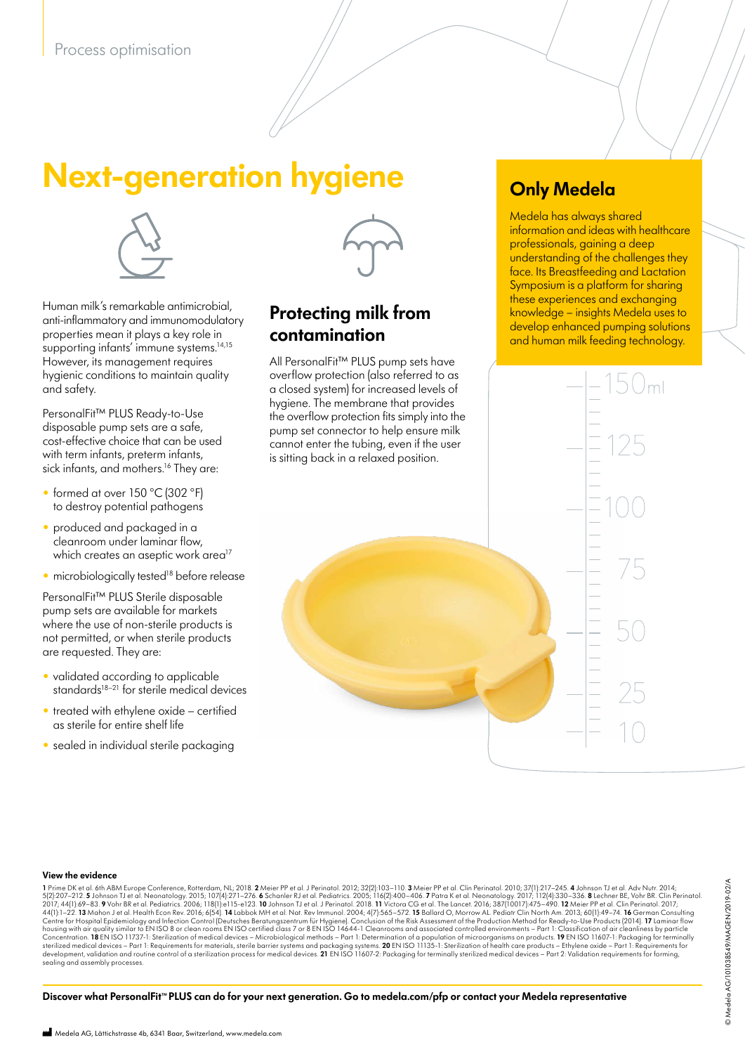Process optimisation

# Next-generation hygiene

Human milk's remarkable antimicrobial, anti-inflammatory and immunomodulatory properties mean it plays a key role in supporting infants' immune systems.[14,15] However, its management requires hygienic conditions to maintain quality and safety.

PersonalFit™ PLUS Ready-to-Use disposable pump sets are a safe, cost-effective choice that can be used with term infants, preterm infants, sick infants, and mothers.[16] They are:

- formed at over 150 °C (302 °F) to destroy potential pathogens
- produced and packaged in a cleanroom under laminar flow, which creates an aseptic work area[17]
- microbiologically tested[18] before release

PersonalFit™ PLUS Sterile disposable pump sets are available for markets where the use of non-sterile products is not permitted, or when sterile products are requested. They are:

- validated according to applicable standards[18–21] for sterile medical devices
- treated with ethylene oxide – certified as sterile for entire shelf life
- sealed in individual sterile packaging

## Protecting milk from contamination

All PersonalFit™ PLUS pump sets have overflow protection (also referred to as a closed system) for increased levels of hygiene. The membrane that provides the overflow protection fits simply into the pump set connector to help ensure milk cannot enter the tubing, even if the user is sitting back in a relaxed position.

## Only Medela

Medela has always shared information and ideas with healthcare professionals, gaining a deep understanding of the challenges they face. Its Breastfeeding and Lactation Symposium is a platform for sharing these experiences and exchanging knowledge – insights Medela uses to develop enhanced pumping solutions and human milk feeding technology.

150ml
125
100
75
50
25
10

**View the evidence**

**1** Prime DK et al. 6th ABM Europe Conference, Rotterdam, NL; 2018. **2** Meier PP et al. J Perinatol. 2012; 32(2):103–110. **3** Meier PP et al. Clin Perinatol. 2010; 37(1):217–245. **4** Johnson TJ et al. Adv Nutr. 2014; 5(2):207–212. **5** Johnson TJ et al. Neonatology. 2015; 107(4):271–276. **6** Schanler RJ et al. Pediatrics. 2005; 116(2):400–406. **7** Patra K et al. Neonatology. 2017; 112(4):330–336. **8** Lechner BE, Vohr BR. Clin Perinatol. 2017; 44(1):69–83. **9** Vohr BR et al. Pediatrics. 2006; 118(1):e115-e123. **10** Johnson TJ et al. J Perinatol. 2018. **11** Victora CG et al. The Lancet. 2016; 387(10017):475–490. **12** Meier PP et al. Clin Perinatol. 2017; 44(1):1–22. **13** Mahon J et al. Health Econ Rev. 2016; 6(54). **14** Labbok MH et al. Nat. Rev Immunol. 2004; 4(7):565–572. **15** Ballard O, Morrow AL. Pediatr Clin North Am. 2013; 60(1):49–74. **16** German Consulting Centre for Hospital Epidemiology and Infection Control (Deutsches Beratungszentrum für Hygiene). Conclusion of the Risk Assessment of the Production Method for Ready-to-Use Products (2014). **17** Laminar flow housing with air quality similar to EN ISO 8 or clean rooms EN ISO certified class 7 or 8 EN ISO 14644-1 Cleanrooms and associated controlled environments – Part 1: Classification of air cleanliness by particle Concentration. **18** EN ISO 11737-1: Sterilization of medical devices – Microbiological methods – Part 1: Determination of a population of microorganisms on products. **19** EN ISO 11607-1: Packaging for terminally sterilized medical devices – Part 1: Requirements for materials, sterile barrier systems and packaging systems. **20** EN ISO 11135-1: Sterilization of health care products – Ethylene oxide – Part 1: Requirements for development, validation and routine control of a sterilization process for medical devices. **21** EN ISO 11607-2: Packaging for terminally sterilized medical devices – Part 2: Validation requirements for forming, sealing and assembly processes.

**Discover what PersonalFit™ PLUS can do for your next generation. Go to medela.com/pfp or contact your Medela representative**

Medela AG, Lättichstrasse 4b, 6341 Baar, Switzerland, www.medela.com

© Medela AG/101038549/MAGEN/2019-02/A